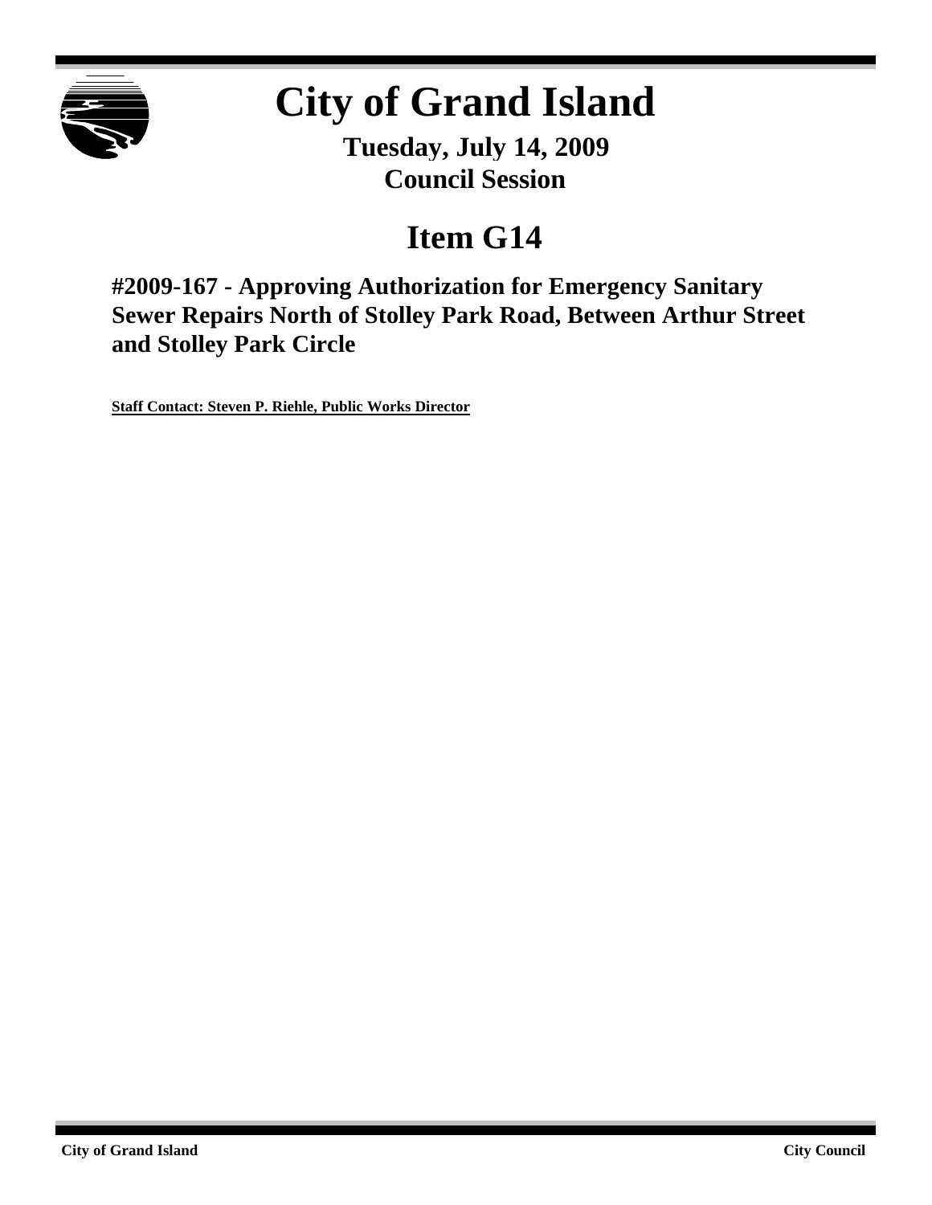# City of Grand Island

**Tuesday, July 14, 2009**
**Council Session**

## Item G14

### #2009-167 - Approving Authorization for Emergency Sanitary Sewer Repairs North of Stolley Park Road, Between Arthur Street and Stolley Park Circle

**Staff Contact: Steven P. Riehle, Public Works Director**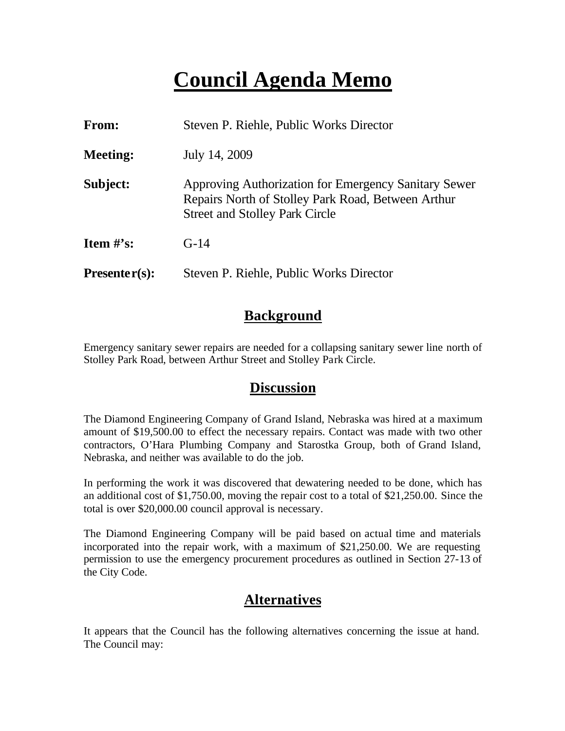# Council Agenda Memo

**From:** Steven P. Riehle, Public Works Director

**Meeting:** July 14, 2009

**Subject:** Approving Authorization for Emergency Sanitary Sewer Repairs North of Stolley Park Road, Between Arthur Street and Stolley Park Circle

**Item #'s:** G-14

**Presenter(s):** Steven P. Riehle, Public Works Director

## Background

Emergency sanitary sewer repairs are needed for a collapsing sanitary sewer line north of Stolley Park Road, between Arthur Street and Stolley Park Circle.

## Discussion

The Diamond Engineering Company of Grand Island, Nebraska was hired at a maximum amount of $19,500.00 to effect the necessary repairs. Contact was made with two other contractors, O'Hara Plumbing Company and Starostka Group, both of Grand Island, Nebraska, and neither was available to do the job.

In performing the work it was discovered that dewatering needed to be done, which has an additional cost of $1,750.00, moving the repair cost to a total of $21,250.00. Since the total is over $20,000.00 council approval is necessary.

The Diamond Engineering Company will be paid based on actual time and materials incorporated into the repair work, with a maximum of $21,250.00. We are requesting permission to use the emergency procurement procedures as outlined in Section 27-13 of the City Code.

## Alternatives

It appears that the Council has the following alternatives concerning the issue at hand. The Council may: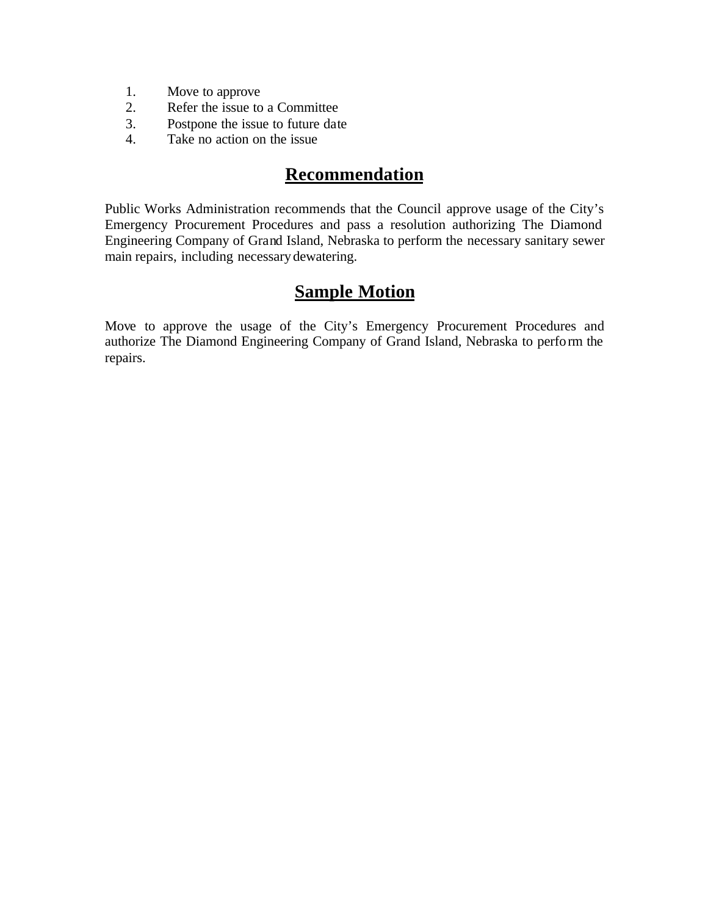1. Move to approve
2. Refer the issue to a Committee
3. Postpone the issue to future date
4. Take no action on the issue

## Recommendation

Public Works Administration recommends that the Council approve usage of the City's Emergency Procurement Procedures and pass a resolution authorizing The Diamond Engineering Company of Grand Island, Nebraska to perform the necessary sanitary sewer main repairs, including necessary dewatering.

## Sample Motion

Move to approve the usage of the City's Emergency Procurement Procedures and authorize The Diamond Engineering Company of Grand Island, Nebraska to perform the repairs.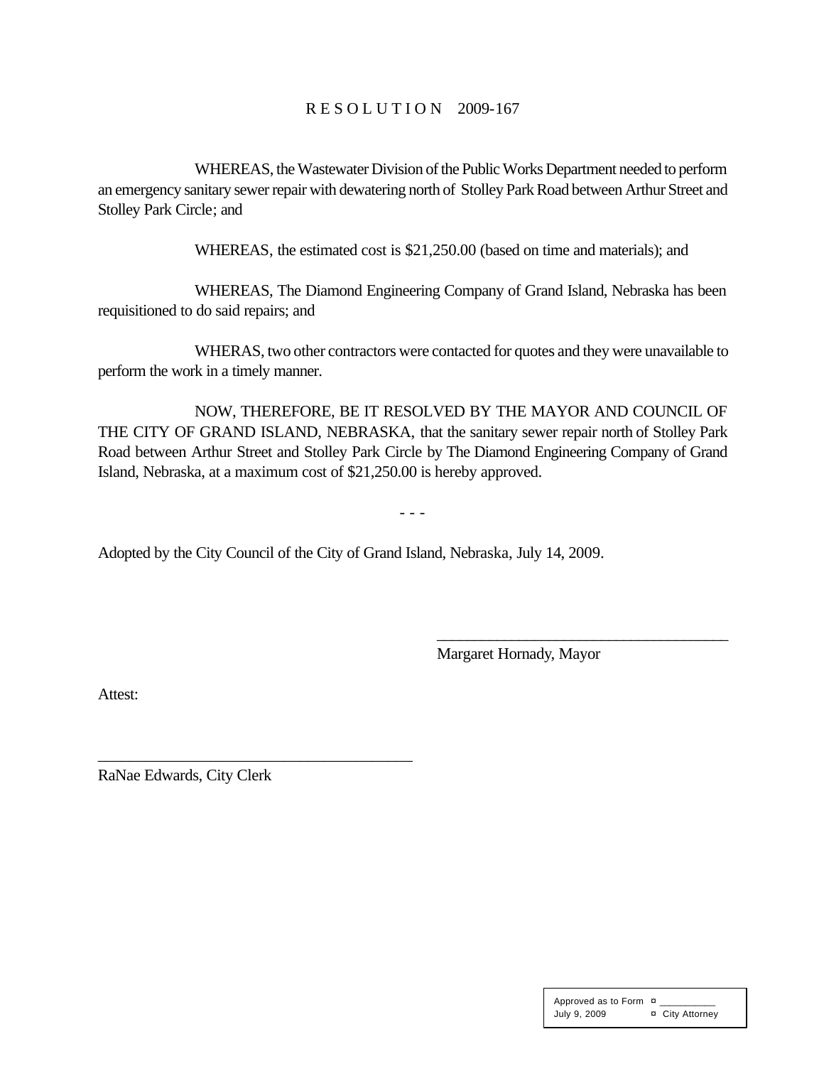# R E S O L U T I O N 2009-167

WHEREAS, the Wastewater Division of the Public Works Department needed to perform an emergency sanitary sewer repair with dewatering north of Stolley Park Road between Arthur Street and Stolley Park Circle; and

WHEREAS, the estimated cost is $21,250.00 (based on time and materials); and

WHEREAS, The Diamond Engineering Company of Grand Island, Nebraska has been requisitioned to do said repairs; and

WHERAS, two other contractors were contacted for quotes and they were unavailable to perform the work in a timely manner.

NOW, THEREFORE, BE IT RESOLVED BY THE MAYOR AND COUNCIL OF THE CITY OF GRAND ISLAND, NEBRASKA, that the sanitary sewer repair north of Stolley Park Road between Arthur Street and Stolley Park Circle by The Diamond Engineering Company of Grand Island, Nebraska, at a maximum cost of $21,250.00 is hereby approved.

- - -

Adopted by the City Council of the City of Grand Island, Nebraska, July 14, 2009.

_____________________________________
Margaret Hornady, Mayor

Attest:

_______________________________________
RaNae Edwards, City Clerk

Approved as to Form ¤ __________
July 9, 2009 ¤ City Attorney